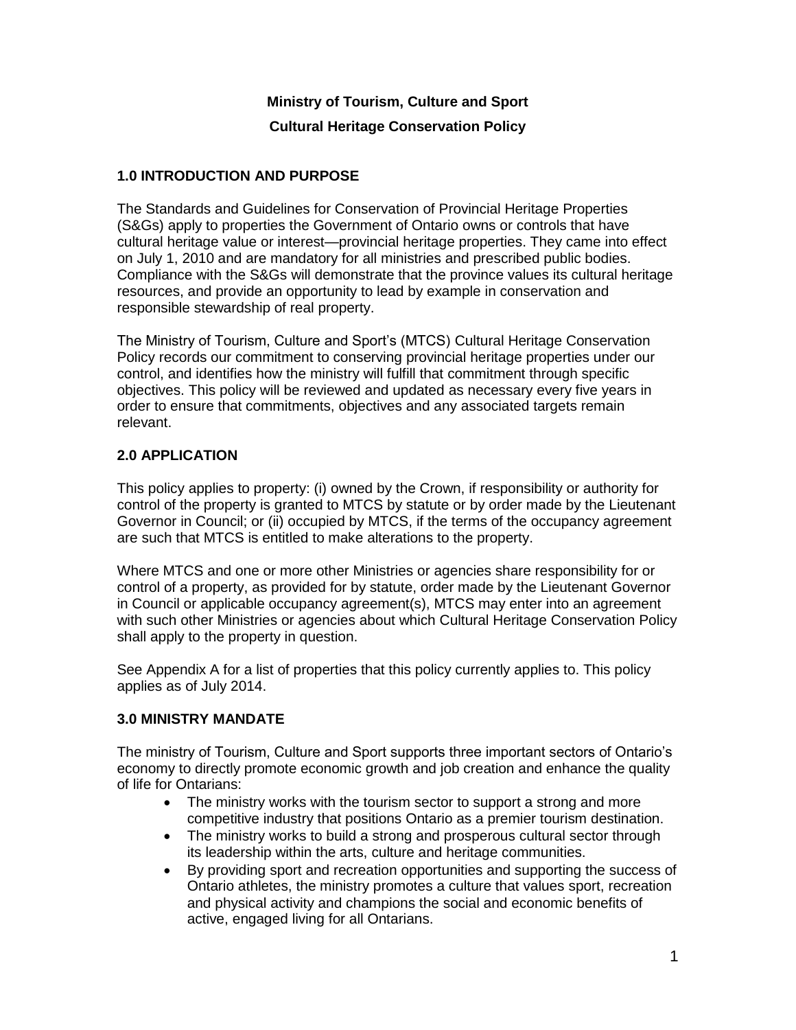# Ministry of Tourism, Culture and Sport

# Cultural Heritage Conservation Policy

## 1.0 INTRODUCTION AND PURPOSE

The Standards and Guidelines for Conservation of Provincial Heritage Properties (S&Gs) apply to properties the Government of Ontario owns or controls that have cultural heritage value or interest—provincial heritage properties. They came into effect on July 1, 2010 and are mandatory for all ministries and prescribed public bodies. Compliance with the S&Gs will demonstrate that the province values its cultural heritage resources, and provide an opportunity to lead by example in conservation and responsible stewardship of real property.

The Ministry of Tourism, Culture and Sport's (MTCS) Cultural Heritage Conservation Policy records our commitment to conserving provincial heritage properties under our control, and identifies how the ministry will fulfill that commitment through specific objectives. This policy will be reviewed and updated as necessary every five years in order to ensure that commitments, objectives and any associated targets remain relevant.

## 2.0 APPLICATION

This policy applies to property: (i) owned by the Crown, if responsibility or authority for control of the property is granted to MTCS by statute or by order made by the Lieutenant Governor in Council; or (ii) occupied by MTCS, if the terms of the occupancy agreement are such that MTCS is entitled to make alterations to the property.

Where MTCS and one or more other Ministries or agencies share responsibility for or control of a property, as provided for by statute, order made by the Lieutenant Governor in Council or applicable occupancy agreement(s), MTCS may enter into an agreement with such other Ministries or agencies about which Cultural Heritage Conservation Policy shall apply to the property in question.

See Appendix A for a list of properties that this policy currently applies to. This policy applies as of July 2014.

## 3.0 MINISTRY MANDATE

The ministry of Tourism, Culture and Sport supports three important sectors of Ontario's economy to directly promote economic growth and job creation and enhance the quality of life for Ontarians:

- The ministry works with the tourism sector to support a strong and more competitive industry that positions Ontario as a premier tourism destination.
- The ministry works to build a strong and prosperous cultural sector through its leadership within the arts, culture and heritage communities.
- By providing sport and recreation opportunities and supporting the success of Ontario athletes, the ministry promotes a culture that values sport, recreation and physical activity and champions the social and economic benefits of active, engaged living for all Ontarians.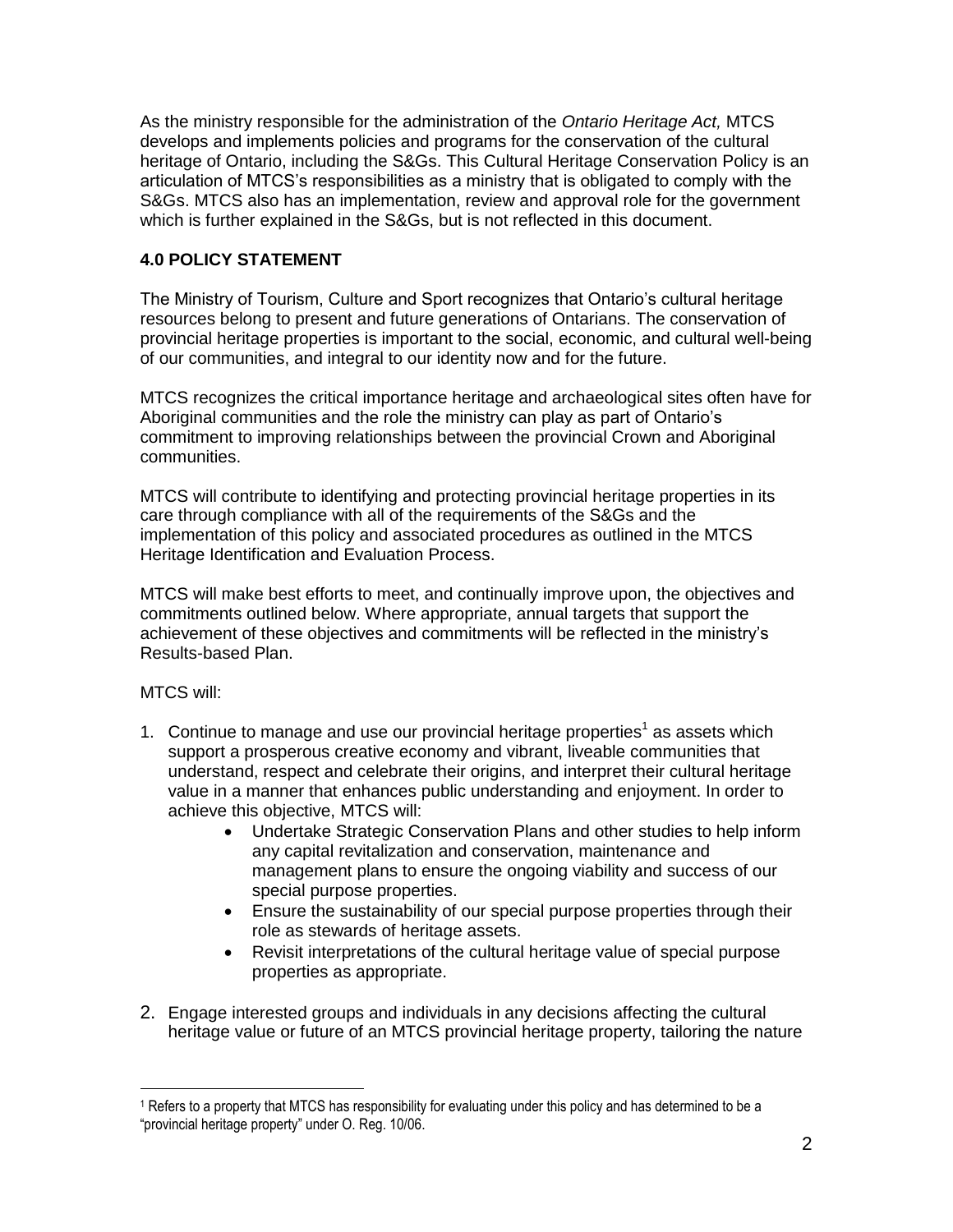As the ministry responsible for the administration of the *Ontario Heritage Act,* MTCS develops and implements policies and programs for the conservation of the cultural heritage of Ontario, including the S&Gs. This Cultural Heritage Conservation Policy is an articulation of MTCS's responsibilities as a ministry that is obligated to comply with the S&Gs. MTCS also has an implementation, review and approval role for the government which is further explained in the S&Gs, but is not reflected in this document.

## 4.0 POLICY STATEMENT

The Ministry of Tourism, Culture and Sport recognizes that Ontario's cultural heritage resources belong to present and future generations of Ontarians. The conservation of provincial heritage properties is important to the social, economic, and cultural well-being of our communities, and integral to our identity now and for the future.

MTCS recognizes the critical importance heritage and archaeological sites often have for Aboriginal communities and the role the ministry can play as part of Ontario's commitment to improving relationships between the provincial Crown and Aboriginal communities.

MTCS will contribute to identifying and protecting provincial heritage properties in its care through compliance with all of the requirements of the S&Gs and the implementation of this policy and associated procedures as outlined in the MTCS Heritage Identification and Evaluation Process.

MTCS will make best efforts to meet, and continually improve upon, the objectives and commitments outlined below. Where appropriate, annual targets that support the achievement of these objectives and commitments will be reflected in the ministry's Results-based Plan.

MTCS will:

1. Continue to manage and use our provincial heritage properties[1] as assets which support a prosperous creative economy and vibrant, liveable communities that understand, respect and celebrate their origins, and interpret their cultural heritage value in a manner that enhances public understanding and enjoyment. In order to achieve this objective, MTCS will:
    - Undertake Strategic Conservation Plans and other studies to help inform any capital revitalization and conservation, maintenance and management plans to ensure the ongoing viability and success of our special purpose properties.
    - Ensure the sustainability of our special purpose properties through their role as stewards of heritage assets.
    - Revisit interpretations of the cultural heritage value of special purpose properties as appropriate.
2. Engage interested groups and individuals in any decisions affecting the cultural heritage value or future of an MTCS provincial heritage property, tailoring the nature

[1] Refers to a property that MTCS has responsibility for evaluating under this policy and has determined to be a "provincial heritage property" under O. Reg. 10/06.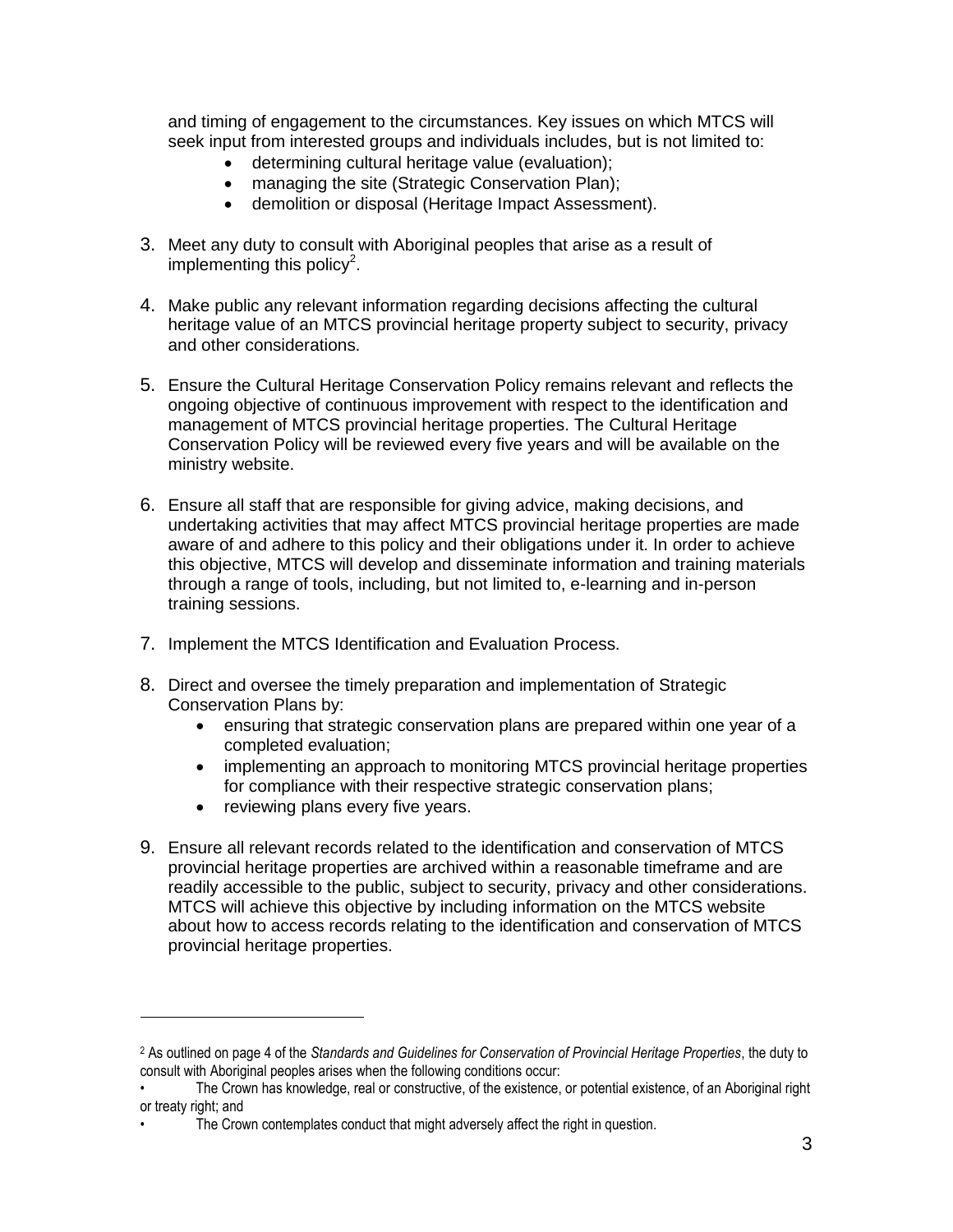and timing of engagement to the circumstances. Key issues on which MTCS will seek input from interested groups and individuals includes, but is not limited to:

- determining cultural heritage value (evaluation);
- managing the site (Strategic Conservation Plan);
- demolition or disposal (Heritage Impact Assessment).

3. Meet any duty to consult with Aboriginal peoples that arise as a result of implementing this policy[2].

4. Make public any relevant information regarding decisions affecting the cultural heritage value of an MTCS provincial heritage property subject to security, privacy and other considerations.

5. Ensure the Cultural Heritage Conservation Policy remains relevant and reflects the ongoing objective of continuous improvement with respect to the identification and management of MTCS provincial heritage properties. The Cultural Heritage Conservation Policy will be reviewed every five years and will be available on the ministry website.

6. Ensure all staff that are responsible for giving advice, making decisions, and undertaking activities that may affect MTCS provincial heritage properties are made aware of and adhere to this policy and their obligations under it. In order to achieve this objective, MTCS will develop and disseminate information and training materials through a range of tools, including, but not limited to, e-learning and in-person training sessions.

7. Implement the MTCS Identification and Evaluation Process.

8. Direct and oversee the timely preparation and implementation of Strategic Conservation Plans by:
   - ensuring that strategic conservation plans are prepared within one year of a completed evaluation;
   - implementing an approach to monitoring MTCS provincial heritage properties for compliance with their respective strategic conservation plans;
   - reviewing plans every five years.

9. Ensure all relevant records related to the identification and conservation of MTCS provincial heritage properties are archived within a reasonable timeframe and are readily accessible to the public, subject to security, privacy and other considerations. MTCS will achieve this objective by including information on the MTCS website about how to access records relating to the identification and conservation of MTCS provincial heritage properties.

---

[2] As outlined on page 4 of the *Standards and Guidelines for Conservation of Provincial Heritage Properties*, the duty to consult with Aboriginal peoples arises when the following conditions occur:

- The Crown has knowledge, real or constructive, of the existence, or potential existence, of an Aboriginal right or treaty right; and
- The Crown contemplates conduct that might adversely affect the right in question.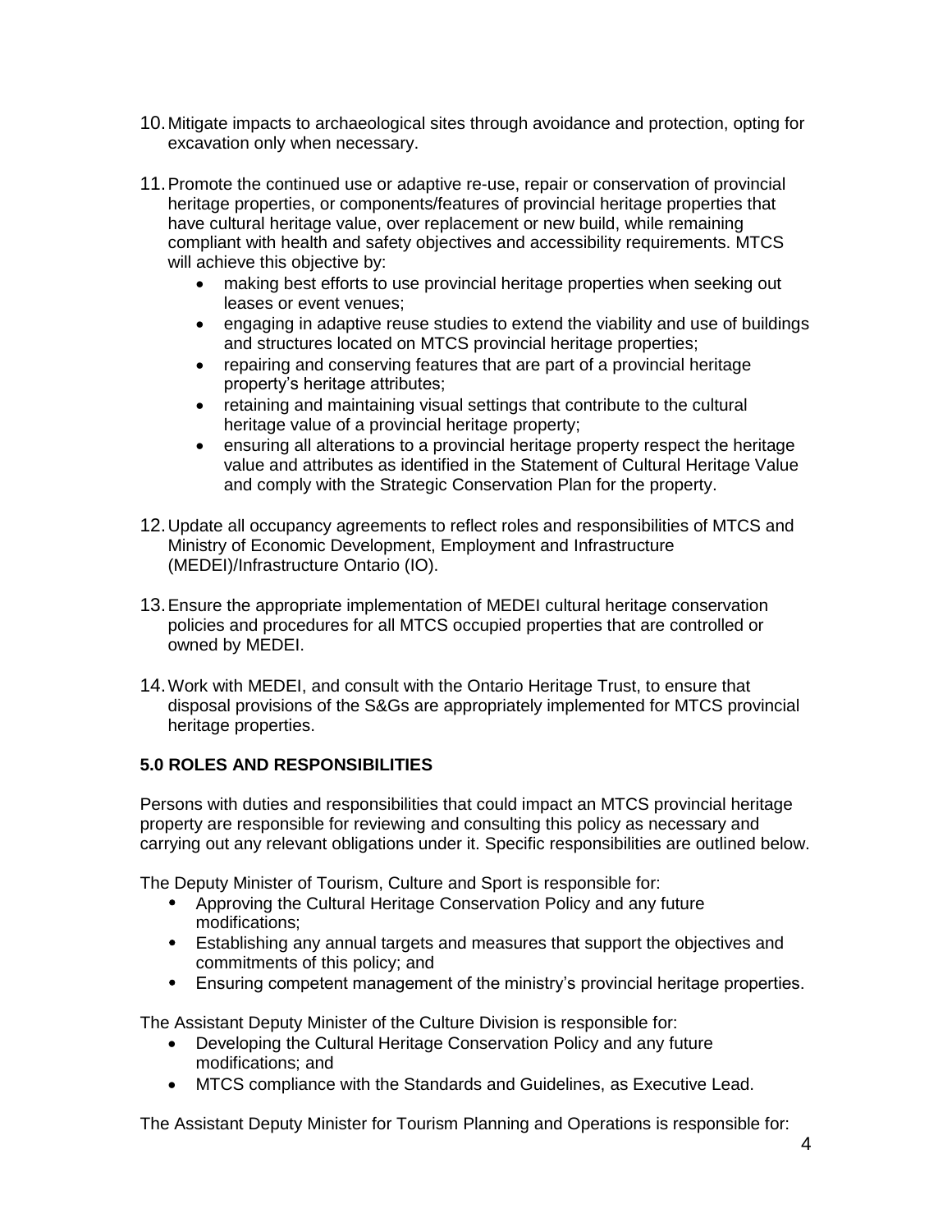10. Mitigate impacts to archaeological sites through avoidance and protection, opting for excavation only when necessary.

11. Promote the continued use or adaptive re-use, repair or conservation of provincial heritage properties, or components/features of provincial heritage properties that have cultural heritage value, over replacement or new build, while remaining compliant with health and safety objectives and accessibility requirements. MTCS will achieve this objective by:
    - making best efforts to use provincial heritage properties when seeking out leases or event venues;
    - engaging in adaptive reuse studies to extend the viability and use of buildings and structures located on MTCS provincial heritage properties;
    - repairing and conserving features that are part of a provincial heritage property's heritage attributes;
    - retaining and maintaining visual settings that contribute to the cultural heritage value of a provincial heritage property;
    - ensuring all alterations to a provincial heritage property respect the heritage value and attributes as identified in the Statement of Cultural Heritage Value and comply with the Strategic Conservation Plan for the property.

12. Update all occupancy agreements to reflect roles and responsibilities of MTCS and Ministry of Economic Development, Employment and Infrastructure (MEDEI)/Infrastructure Ontario (IO).

13. Ensure the appropriate implementation of MEDEI cultural heritage conservation policies and procedures for all MTCS occupied properties that are controlled or owned by MEDEI.

14. Work with MEDEI, and consult with the Ontario Heritage Trust, to ensure that disposal provisions of the S&Gs are appropriately implemented for MTCS provincial heritage properties.

## 5.0 ROLES AND RESPONSIBILITIES

Persons with duties and responsibilities that could impact an MTCS provincial heritage property are responsible for reviewing and consulting this policy as necessary and carrying out any relevant obligations under it. Specific responsibilities are outlined below.

The Deputy Minister of Tourism, Culture and Sport is responsible for:

- Approving the Cultural Heritage Conservation Policy and any future modifications;
- Establishing any annual targets and measures that support the objectives and commitments of this policy; and
- Ensuring competent management of the ministry's provincial heritage properties.

The Assistant Deputy Minister of the Culture Division is responsible for:

- Developing the Cultural Heritage Conservation Policy and any future modifications; and
- MTCS compliance with the Standards and Guidelines, as Executive Lead.

The Assistant Deputy Minister for Tourism Planning and Operations is responsible for: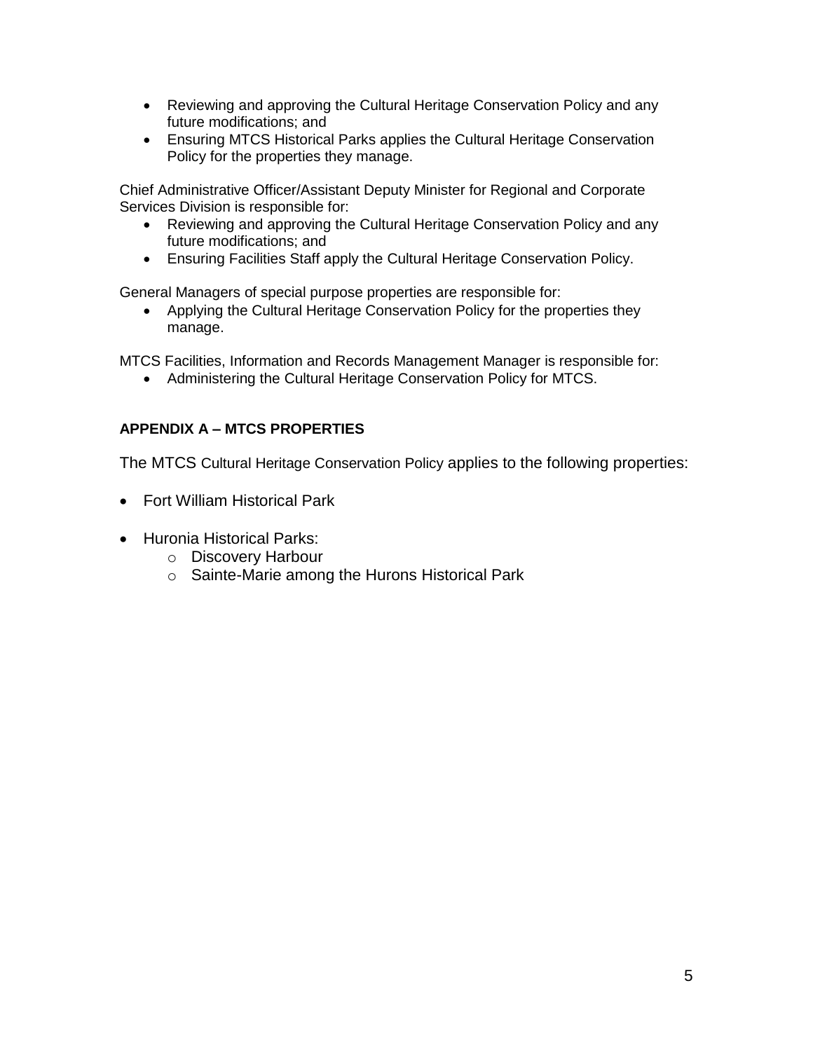- Reviewing and approving the Cultural Heritage Conservation Policy and any future modifications; and
- Ensuring MTCS Historical Parks applies the Cultural Heritage Conservation Policy for the properties they manage.

Chief Administrative Officer/Assistant Deputy Minister for Regional and Corporate Services Division is responsible for:

- Reviewing and approving the Cultural Heritage Conservation Policy and any future modifications; and
- Ensuring Facilities Staff apply the Cultural Heritage Conservation Policy.

General Managers of special purpose properties are responsible for:

- Applying the Cultural Heritage Conservation Policy for the properties they manage.

MTCS Facilities, Information and Records Management Manager is responsible for:

- Administering the Cultural Heritage Conservation Policy for MTCS.

**APPENDIX A – MTCS PROPERTIES**

The MTCS Cultural Heritage Conservation Policy applies to the following properties:

- Fort William Historical Park
- Huronia Historical Parks:
    - Discovery Harbour
    - Sainte-Marie among the Hurons Historical Park